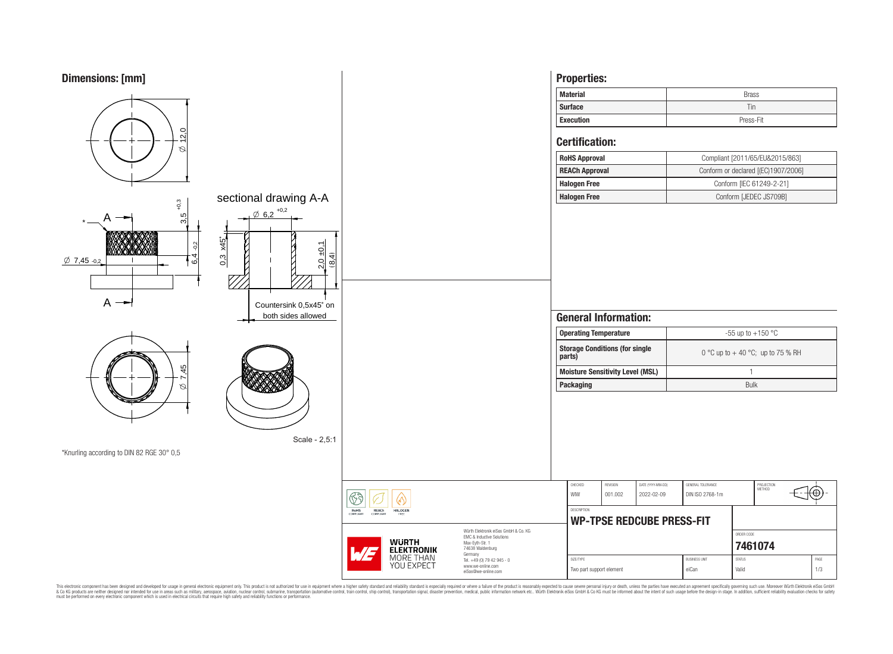## Dimensions: [mm]

sectional drawing A-A

Ø 12,0

Ø 6,2 $^{+0,2}$

3,5 $^{+0,3}$

0,3 x45°

2,0 ±0,1

(8,4)

6,4 $_{-0,2}$

Ø 7,45 $_{-0,2}$

Countersink 0,5x45° on both sides allowed

Ø 7,45

Scale - 2,5:1

*Knurling according to DIN 82 RGE 30° 0,5

## Properties:

| Material | Brass |
|---|---|
| Surface | Tin |
| Execution | Press-Fit |

## Certification:

| RoHS Approval | Compliant [2011/65/EU&2015/863] |
|---|---|
| REACh Approval | Conform or declared [(EC)1907/2006] |
| Halogen Free | Conform [IEC 61249-2-21] |
| Halogen Free | Conform [JEDEC JS709B] |

## General Information:

| Operating Temperature | -55 up to +150 °C |
|---|---|
| Storage Conditions (for single parts) | 0 °C up to + 40 °C; up to 75 % RH |
| Moisture Sensitivity Level (MSL) | 1 |
| Packaging | Bulk |

| CHECKED | REVISION | DATE (YYYY-MM-DD) | GENERAL TOLERANCE | PROJECTION METHOD |
|---|---|---|---|---|
| WIW | 001.002 | 2022-02-09 | DIN ISO 2768-1m | |

DESCRIPTION

**WP-TPSE REDCUBE PRESS-FIT**

ORDER CODE: **7461074**

| SIZE/TYPE | BUSINESS UNIT | STATUS | PAGE |
|---|---|---|---|
| Two part support element | eiCan | Valid | 1/3 |

RoHS COMPLIANT REACh COMPLIANT HALOGEN FREE

WÜRTH ELEKTRONIK MORE THAN YOU EXPECT

Würth Elektronik eiSos GmbH & Co. KG
EMC & Inductive Solutions
Max-Eyth-Str. 1
74638 Waldenburg
Germany
Tel. +49 (0) 79 42 945 - 0
www.we-online.com
eiSos@we-online.com

This electronic component has been designed and developed for usage in general electronic equipment only. This product is not authorized for use in equipment where a higher safety standard and reliability standard is especially required or where a failure of the product is reasonably expected to cause severe personal injury or death, unless the parties have executed an agreement specifically governing such use. Moreover Würth Elektronik eiSos GmbH & Co KG products are neither designed nor intended for use in areas such as military, aerospace, aviation, nuclear control, submarine, transportation (automotive control, train control, ship control), transportation signal, disaster prevention, medical, public information network etc.. Würth Elektronik eiSos GmbH & Co KG must be informed about the intent of such usage before the design-in stage. In addition, sufficient reliability evaluation checks for safety must be performed on every electronic component which is used in electrical circuits that require high safety and reliability functions or performance.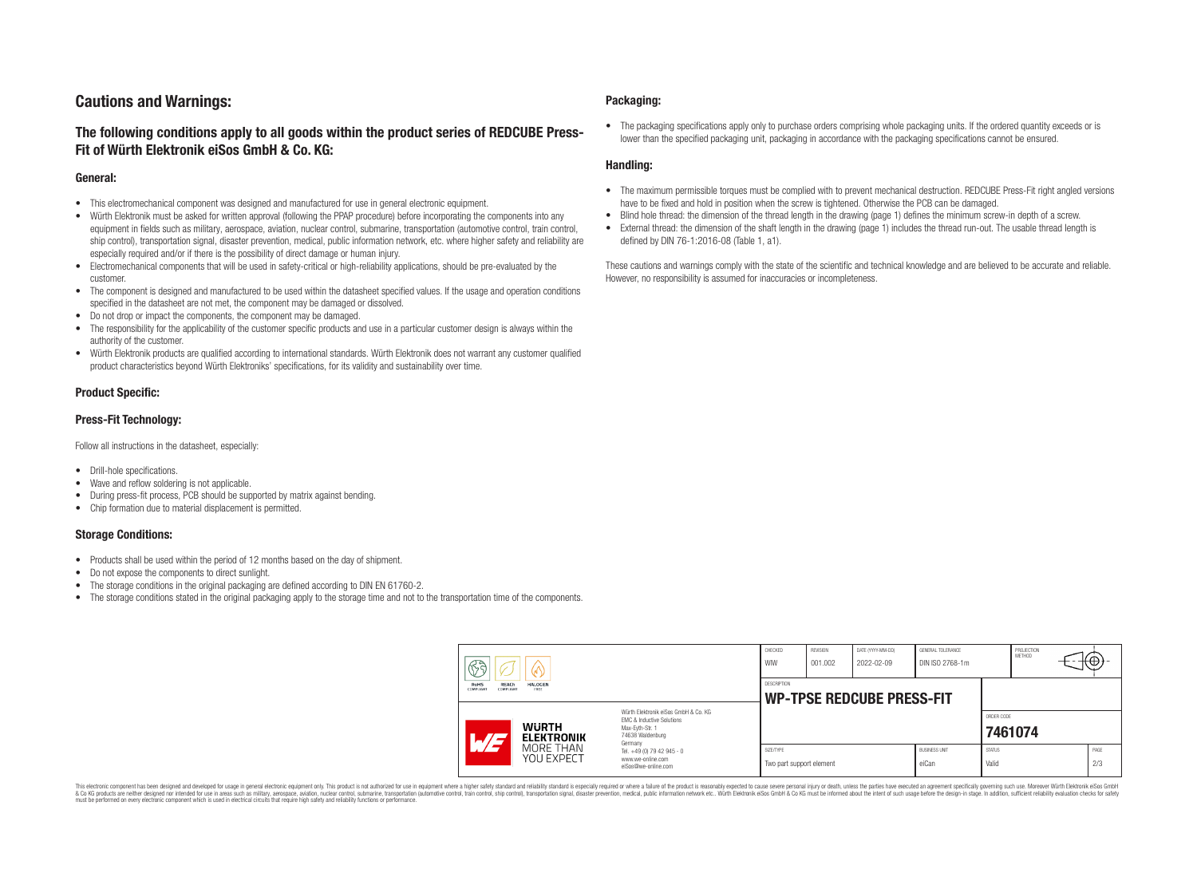# Cautions and Warnings:

## The following conditions apply to all goods within the product series of REDCUBE Press-Fit of Würth Elektronik eiSos GmbH & Co. KG:

### General:

- This electromechanical component was designed and manufactured for use in general electronic equipment.
- Würth Elektronik must be asked for written approval (following the PPAP procedure) before incorporating the components into any equipment in fields such as military, aerospace, aviation, nuclear control, submarine, transportation (automotive control, train control, ship control), transportation signal, disaster prevention, medical, public information network, etc. where higher safety and reliability are especially required and/or if there is the possibility of direct damage or human injury.
- Electromechanical components that will be used in safety-critical or high-reliability applications, should be pre-evaluated by the customer.
- The component is designed and manufactured to be used within the datasheet specified values. If the usage and operation conditions specified in the datasheet are not met, the component may be damaged or dissolved.
- Do not drop or impact the components, the component may be damaged.
- The responsibility for the applicability of the customer specific products and use in a particular customer design is always within the authority of the customer.
- Würth Elektronik products are qualified according to international standards. Würth Elektronik does not warrant any customer qualified product characteristics beyond Würth Elektroniks' specifications, for its validity and sustainability over time.

### Product Specific:

### Press-Fit Technology:

Follow all instructions in the datasheet, especially:

- Drill-hole specifications.
- Wave and reflow soldering is not applicable.
- During press-fit process, PCB should be supported by matrix against bending.
- Chip formation due to material displacement is permitted.

### Storage Conditions:

- Products shall be used within the period of 12 months based on the day of shipment.
- Do not expose the components to direct sunlight.
- The storage conditions in the original packaging are defined according to DIN EN 61760-2.
- The storage conditions stated in the original packaging apply to the storage time and not to the transportation time of the components.

### Packaging:

- The packaging specifications apply only to purchase orders comprising whole packaging units. If the ordered quantity exceeds or is lower than the specified packaging unit, packaging in accordance with the packaging specifications cannot be ensured.

### Handling:

- The maximum permissible torques must be complied with to prevent mechanical destruction. REDCUBE Press-Fit right angled versions have to be fixed and hold in position when the screw is tightened. Otherwise the PCB can be damaged.
- Blind hole thread: the dimension of the thread length in the drawing (page 1) defines the minimum screw-in depth of a screw.
- External thread: the dimension of the shaft length in the drawing (page 1) includes the thread run-out. The usable thread length is defined by DIN 76-1:2016-08 (Table 1, a1).

These cautions and warnings comply with the state of the scientific and technical knowledge and are believed to be accurate and reliable. However, no responsibility is assumed for inaccuracies or incompleteness.

| CHECKED | REVISION | DATE (YYYY-MM-DD) | GENERAL TOLERANCE | PROJECTION METHOD |
|---|---|---|---|---|
| WIW | 001.002 | 2022-02-09 | DIN ISO 2768-1m | |

DESCRIPTION: **WP-TPSE REDCUBE PRESS-FIT**

Würth Elektronik eiSos GmbH & Co. KG
EMC & Inductive Solutions
Max-Eyth-Str. 1
74638 Waldenburg
Germany
Tel. +49 (0) 79 42 945 - 0
www.we-online.com
eiSos@we-online.com

ORDER CODE: **7461074**

| SIZE/TYPE | BUSINESS UNIT | STATUS | PAGE |
|---|---|---|---|
| Two part support element | eiCan | Valid | 2/3 |

This electronic component has been designed and developed for usage in general electronic equipment only. This product is not authorized for use in equipment where a higher safety standard and reliability standard is especially required or where a failure of the product is reasonably expected to cause severe personal injury or death, unless the parties have executed an agreement specifically governing such use. Moreover Würth Elektronik eiSos GmbH & Co KG products are neither designed nor intended for use in areas such as military, aerospace, aviation, nuclear control, submarine, transportation (automotive control, train control, ship control), transportation signal, disaster prevention, medical, public information network etc.. Würth Elektronik eiSos GmbH & Co KG must be informed about the intent of such usage before the design-in stage. In addition, sufficient reliability evaluation checks for safety must be performed on every electronic component which is used in electrical circuits that require high safety and reliability functions or performance.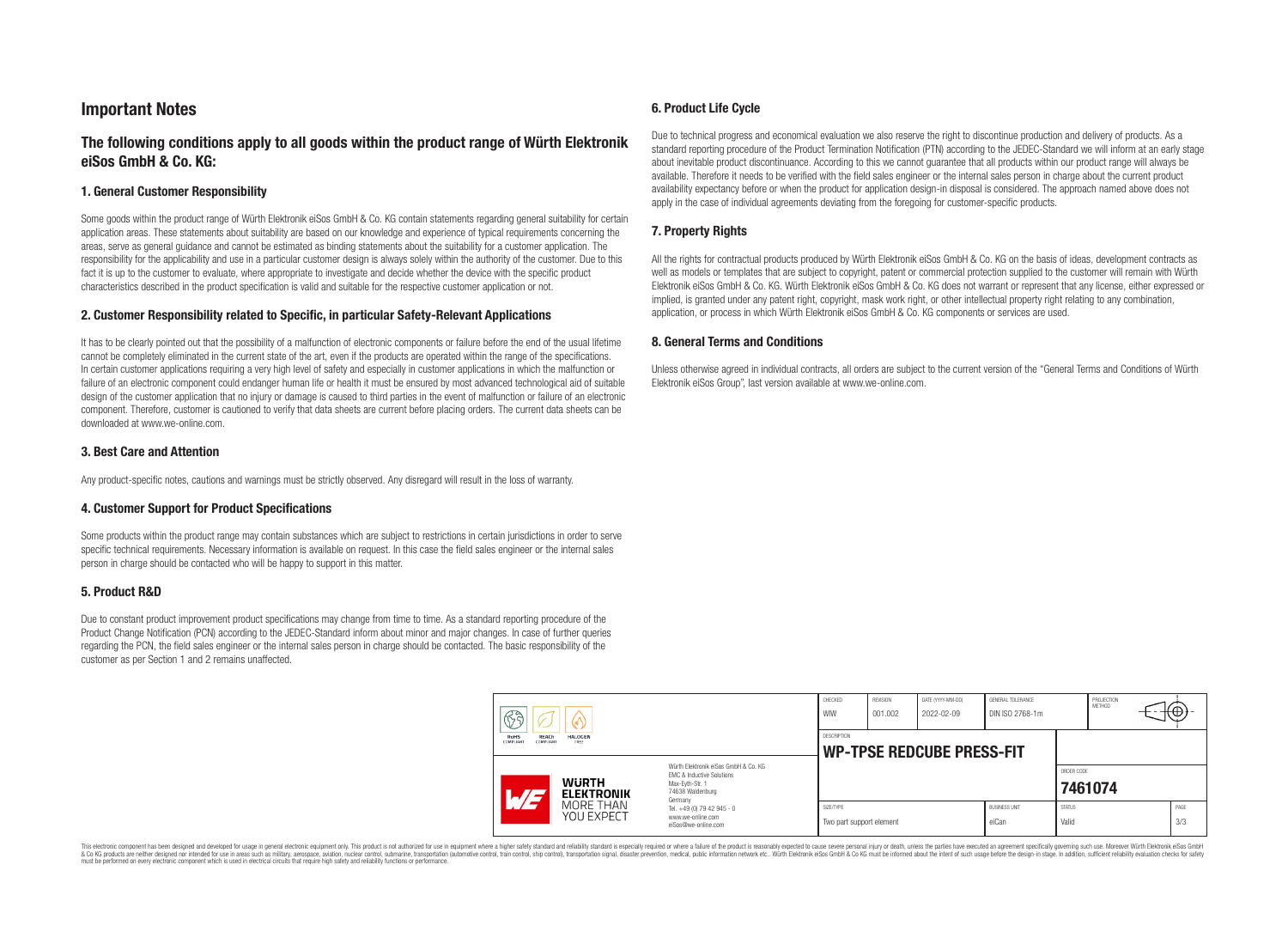# Important Notes

## The following conditions apply to all goods within the product range of Würth Elektronik eiSos GmbH & Co. KG:

### 1. General Customer Responsibility

Some goods within the product range of Würth Elektronik eiSos GmbH & Co. KG contain statements regarding general suitability for certain application areas. These statements about suitability are based on our knowledge and experience of typical requirements concerning the areas, serve as general guidance and cannot be estimated as binding statements about the suitability for a customer application. The responsibility for the applicability and use in a particular customer design is always solely within the authority of the customer. Due to this fact it is up to the customer to evaluate, where appropriate to investigate and decide whether the device with the specific product characteristics described in the product specification is valid and suitable for the respective customer application or not.

### 2. Customer Responsibility related to Specific, in particular Safety-Relevant Applications

It has to be clearly pointed out that the possibility of a malfunction of electronic components or failure before the end of the usual lifetime cannot be completely eliminated in the current state of the art, even if the products are operated within the range of the specifications. In certain customer applications requiring a very high level of safety and especially in customer applications in which the malfunction or failure of an electronic component could endanger human life or health it must be ensured by most advanced technological aid of suitable design of the customer application that no injury or damage is caused to third parties in the event of malfunction or failure of an electronic component. Therefore, customer is cautioned to verify that data sheets are current before placing orders. The current data sheets can be downloaded at www.we-online.com.

### 3. Best Care and Attention

Any product-specific notes, cautions and warnings must be strictly observed. Any disregard will result in the loss of warranty.

### 4. Customer Support for Product Specifications

Some products within the product range may contain substances which are subject to restrictions in certain jurisdictions in order to serve specific technical requirements. Necessary information is available on request. In this case the field sales engineer or the internal sales person in charge should be contacted who will be happy to support in this matter.

### 5. Product R&D

Due to constant product improvement product specifications may change from time to time. As a standard reporting procedure of the Product Change Notification (PCN) according to the JEDEC-Standard inform about minor and major changes. In case of further queries regarding the PCN, the field sales engineer or the internal sales person in charge should be contacted. The basic responsibility of the customer as per Section 1 and 2 remains unaffected.

### 6. Product Life Cycle

Due to technical progress and economical evaluation we also reserve the right to discontinue production and delivery of products. As a standard reporting procedure of the Product Termination Notification (PTN) according to the JEDEC-Standard we will inform at an early stage about inevitable product discontinuance. According to this we cannot guarantee that all products within our product range will always be available. Therefore it needs to be verified with the field sales engineer or the internal sales person in charge about the current product availability expectancy before or when the product for application design-in disposal is considered. The approach named above does not apply in the case of individual agreements deviating from the foregoing for customer-specific products.

### 7. Property Rights

All the rights for contractual products produced by Würth Elektronik eiSos GmbH & Co. KG on the basis of ideas, development contracts as well as models or templates that are subject to copyright, patent or commercial protection supplied to the customer will remain with Würth Elektronik eiSos GmbH & Co. KG. Würth Elektronik eiSos GmbH & Co. KG does not warrant or represent that any license, either expressed or implied, is granted under any patent right, copyright, mask work right, or other intellectual property right relating to any combination, application, or process in which Würth Elektronik eiSos GmbH & Co. KG components or services are used.

### 8. General Terms and Conditions

Unless otherwise agreed in individual contracts, all orders are subject to the current version of the "General Terms and Conditions of Würth Elektronik eiSos Group", last version available at www.we-online.com.

| | | | | | | |
|---|---|---|---|---|---|---|
| RoHS COMPLIANT, REACh COMPLIANT, HALOGEN FREE | CHECKED: WIW | REVISION: 001.002 | DATE (YYYY-MM-DD): 2022-02-09 | GENERAL TOLERANCE: DIN ISO 2768-1m | PROJECTION METHOD | |
| | DESCRIPTION: **WP-TPSE REDCUBE PRESS-FIT** | | | | | |
| WÜRTH ELEKTRONIK MORE THAN YOU EXPECT — Würth Elektronik eiSos GmbH & Co. KG, EMC & Inductive Solutions, Max-Eyth-Str. 1, 74638 Waldenburg, Germany, Tel. +49 (0) 79 42 945 - 0, www.we-online.com, eiSos@we-online.com | | | | | ORDER CODE: **7461074** | |
| | SIZE/TYPE: Two part support element | | | BUSINESS UNIT: eiCan | STATUS: Valid | PAGE: 3/3 |

This electronic component has been designed and developed for usage in general electronic equipment only. This product is not authorized for use in equipment where a higher safety standard and reliability standard is especially required or where a failure of the product is reasonably expected to cause severe personal injury or death, unless the parties have executed an agreement specifically governing such use. Moreover Würth Elektronik eiSos GmbH & Co KG products are neither designed nor intended for use in areas such as military, aerospace, aviation, nuclear control, submarine, transportation (automotive control, train control, ship control), transportation signal, disaster prevention, medical, public information network etc.. Würth Elektronik eiSos GmbH & Co KG must be informed about the intent of such usage before the design-in stage. In addition, sufficient reliability evaluation checks for safety must be performed on every electronic component which is used in electrical circuits that require high safety and reliability functions or performance.